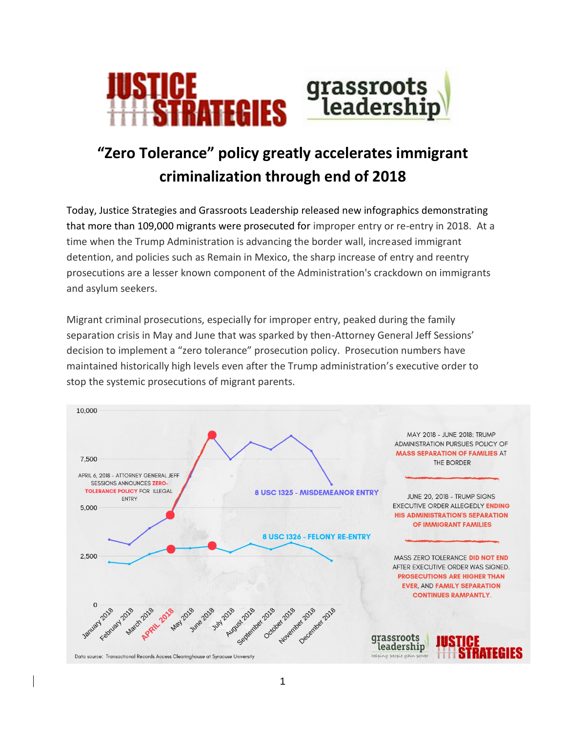# "Zero Tolerance" policy greatly accelerates immigrant criminalization through end of 2018

Today, Justice Strategies and Grassroots Leadership released new infographics demonstrating that more than 109,000 migrants were prosecuted for improper entry or re-entry in 2018. At a time when the Trump Administration is advancing the border wall, increased immigrant detention, and policies such as Remain in Mexico, the sharp increase of entry and reentry prosecutions are a lesser known component of the Administration's crackdown on immigrants and asylum seekers.

Migrant criminal prosecutions, especially for improper entry, peaked during the family separation crisis in May and June that was sparked by then-Attorney General Jeff Sessions' decision to implement a "zero tolerance" prosecution policy. Prosecution numbers have maintained historically high levels even after the Trump administration's executive order to stop the systemic prosecutions of migrant parents.

APRIL 6, 2018 - ATTORNEY GENERAL JEFF SESSIONS ANNOUNCES **ZERO-TOLERANCE POLICY** FOR ILLEGAL ENTRY

8 USC 1325 - MISDEMEANOR ENTRY

8 USC 1326 - FELONY RE-ENTRY

MAY 2018 - JUNE 2018: TRUMP ADMINISTRATION PURSUES POLICY OF **MASS SEPARATION OF FAMILIES** AT THE BORDER

JUNE 20, 2018 - TRUMP SIGNS EXECUTIVE ORDER ALLEGEDLY **ENDING HIS ADMINISTRATION'S SEPARATION OF IMMIGRANT FAMILIES**

MASS ZERO TOLERANCE **DID NOT END** AFTER EXECUTIVE ORDER WAS SIGNED. **PROSECUTIONS ARE HIGHER THAN EVER**, AND **FAMILY SEPARATION CONTINUES RAMPANTLY**.

Data source: Transactional Records Access Clearinghouse at Syracuse University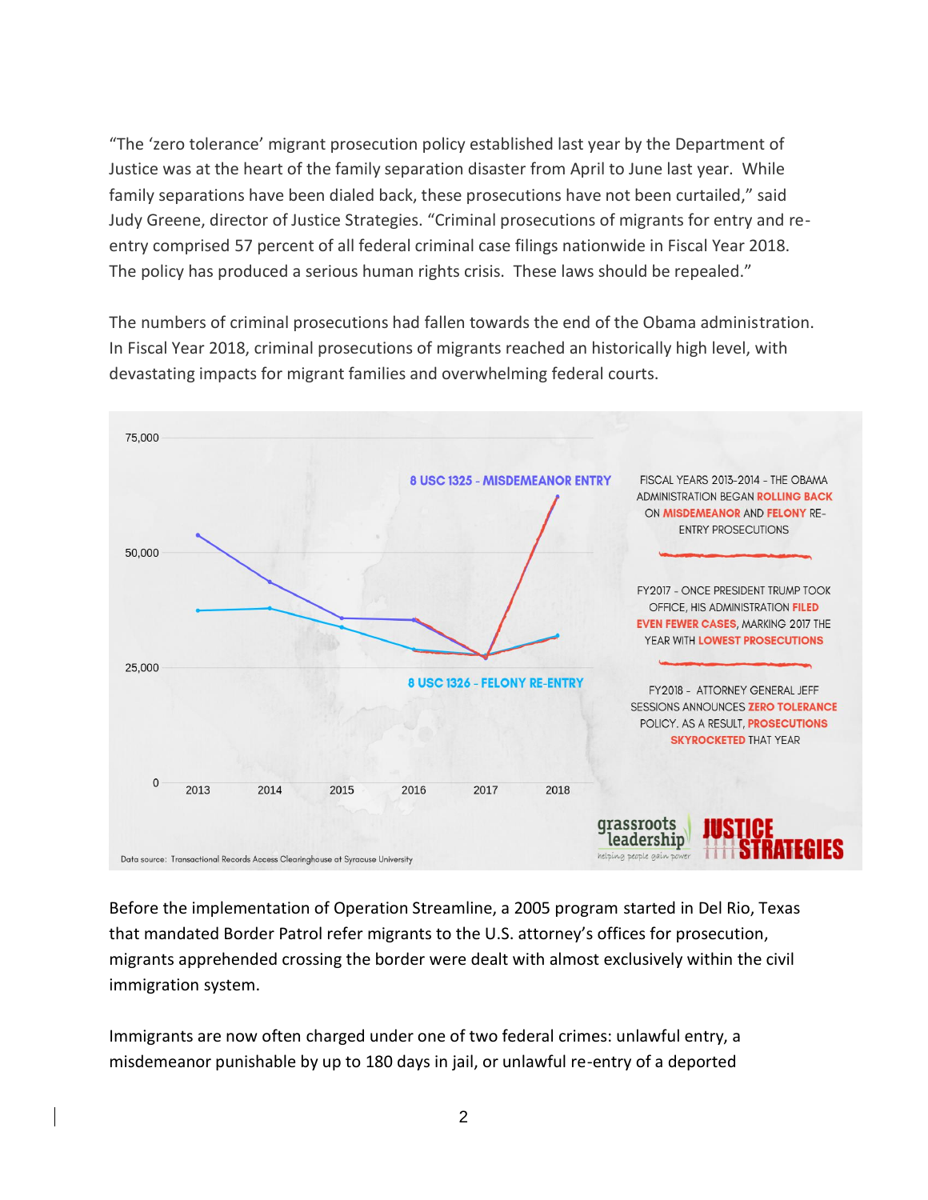"The 'zero tolerance' migrant prosecution policy established last year by the Department of Justice was at the heart of the family separation disaster from April to June last year. While family separations have been dialed back, these prosecutions have not been curtailed," said Judy Greene, director of Justice Strategies. "Criminal prosecutions of migrants for entry and re-entry comprised 57 percent of all federal criminal case filings nationwide in Fiscal Year 2018. The policy has produced a serious human rights crisis. These laws should be repealed."

The numbers of criminal prosecutions had fallen towards the end of the Obama administration. In Fiscal Year 2018, criminal prosecutions of migrants reached an historically high level, with devastating impacts for migrant families and overwhelming federal courts.

8 USC 1325 - MISDEMEANOR ENTRY

8 USC 1326 - FELONY RE-ENTRY

FISCAL YEARS 2013-2014 - THE OBAMA ADMINISTRATION BEGAN ROLLING BACK ON MISDEMEANOR AND FELONY RE-ENTRY PROSECUTIONS

FY2017 - ONCE PRESIDENT TRUMP TOOK OFFICE, HIS ADMINISTRATION FILED EVEN FEWER CASES, MARKING 2017 THE YEAR WITH LOWEST PROSECUTIONS

FY2018 - ATTORNEY GENERAL JEFF SESSIONS ANNOUNCES ZERO TOLERANCE POLICY. AS A RESULT, PROSECUTIONS SKYROCKETED THAT YEAR

Data source: Transactional Records Access Clearinghouse at Syracuse University

Before the implementation of Operation Streamline, a 2005 program started in Del Rio, Texas that mandated Border Patrol refer migrants to the U.S. attorney's offices for prosecution, migrants apprehended crossing the border were dealt with almost exclusively within the civil immigration system.

Immigrants are now often charged under one of two federal crimes: unlawful entry, a misdemeanor punishable by up to 180 days in jail, or unlawful re-entry of a deported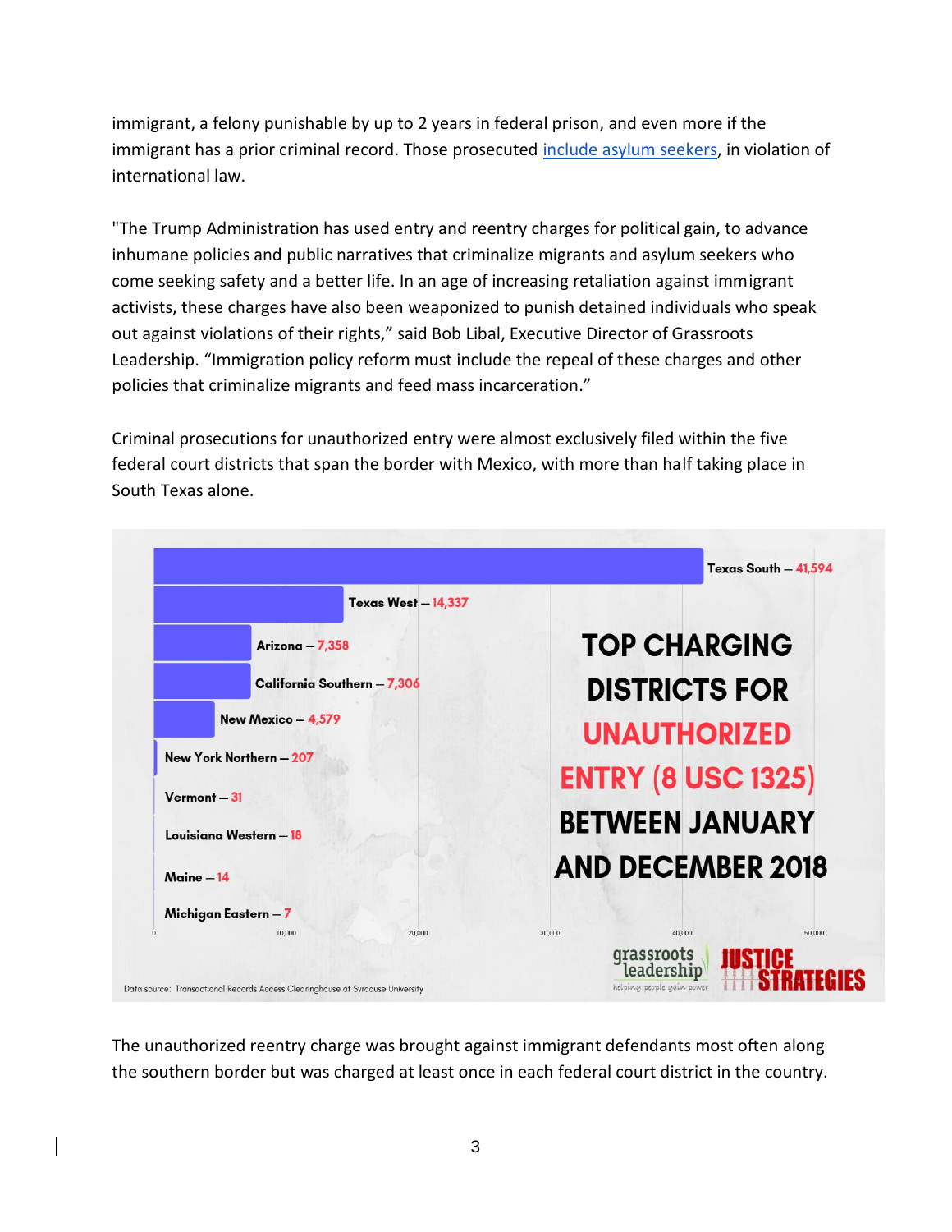immigrant, a felony punishable by up to 2 years in federal prison, and even more if the immigrant has a prior criminal record. Those prosecuted include asylum seekers, in violation of international law.

"The Trump Administration has used entry and reentry charges for political gain, to advance inhumane policies and public narratives that criminalize migrants and asylum seekers who come seeking safety and a better life. In an age of increasing retaliation against immigrant activists, these charges have also been weaponized to punish detained individuals who speak out against violations of their rights," said Bob Libal, Executive Director of Grassroots Leadership. "Immigration policy reform must include the repeal of these charges and other policies that criminalize migrants and feed mass incarceration."

Criminal prosecutions for unauthorized entry were almost exclusively filed within the five federal court districts that span the border with Mexico, with more than half taking place in South Texas alone.

**TOP CHARGING DISTRICTS FOR UNAUTHORIZED ENTRY (8 USC 1325) BETWEEN JANUARY AND DECEMBER 2018**

| District | Charges |
|---|---|
| Texas South | 41,594 |
| Texas West | 14,337 |
| Arizona | 7,358 |
| California Southern | 7,306 |
| New Mexico | 4,579 |
| New York Northern | 207 |
| Vermont | 31 |
| Louisiana Western | 18 |
| Maine | 14 |
| Michigan Eastern | 7 |

Data source: Transactional Records Access Clearinghouse at Syracuse University

grassroots leadership — helping people gain power | JUSTICE STRATEGIES

The unauthorized reentry charge was brought against immigrant defendants most often along the southern border but was charged at least once in each federal court district in the country.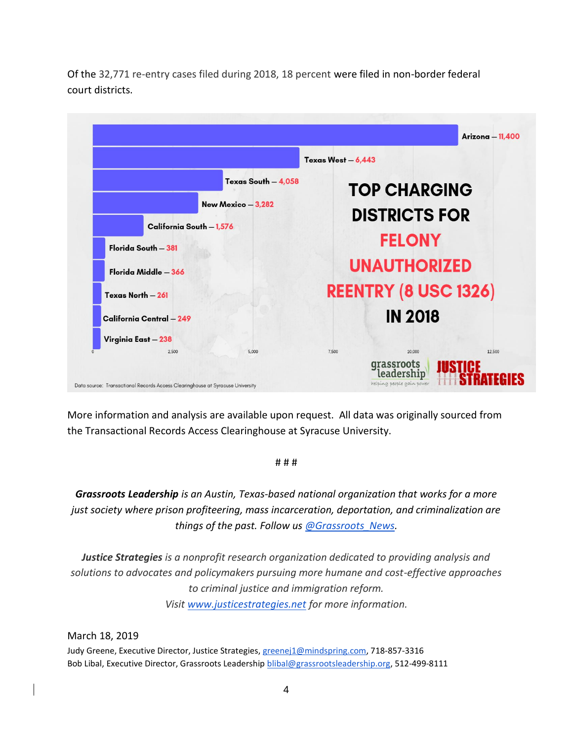Of the 32,771 re-entry cases filed during 2018, 18 percent were filed in non-border federal court districts.

TOP CHARGING DISTRICTS FOR FELONY UNAUTHORIZED REENTRY (8 USC 1326) IN 2018

Arizona — 11,400
Texas West — 6,443
Texas South — 4,058
New Mexico — 3,282
California South — 1,576
Florida South — 381
Florida Middle — 366
Texas North — 261
California Central — 249
Virginia East — 238

0
2,500
5,000
7,500
10,000
12,500

Data source: Transactional Records Access Clearinghouse at Syracuse University

grassroots leadership
helping people gain power

JUSTICE STRATEGIES

More information and analysis are available upon request. All data was originally sourced from the Transactional Records Access Clearinghouse at Syracuse University.

# # #

***Grassroots Leadership*** *is an Austin, Texas-based national organization that works for a more just society where prison profiteering, mass incarceration, deportation, and criminalization are things of the past. Follow us [@Grassroots_News](@Grassroots_News).*

***Justice Strategies*** *is a nonprofit research organization dedicated to providing analysis and solutions to advocates and policymakers pursuing more humane and cost-effective approaches to criminal justice and immigration reform.*
*Visit [www.justicestrategies.net](www.justicestrategies.net) for more information.*

March 18, 2019
Judy Greene, Executive Director, Justice Strategies, greenej1@mindspring.com, 718-857-3316
Bob Libal, Executive Director, Grassroots Leadership blibal@grassrootsleadership.org, 512-499-8111